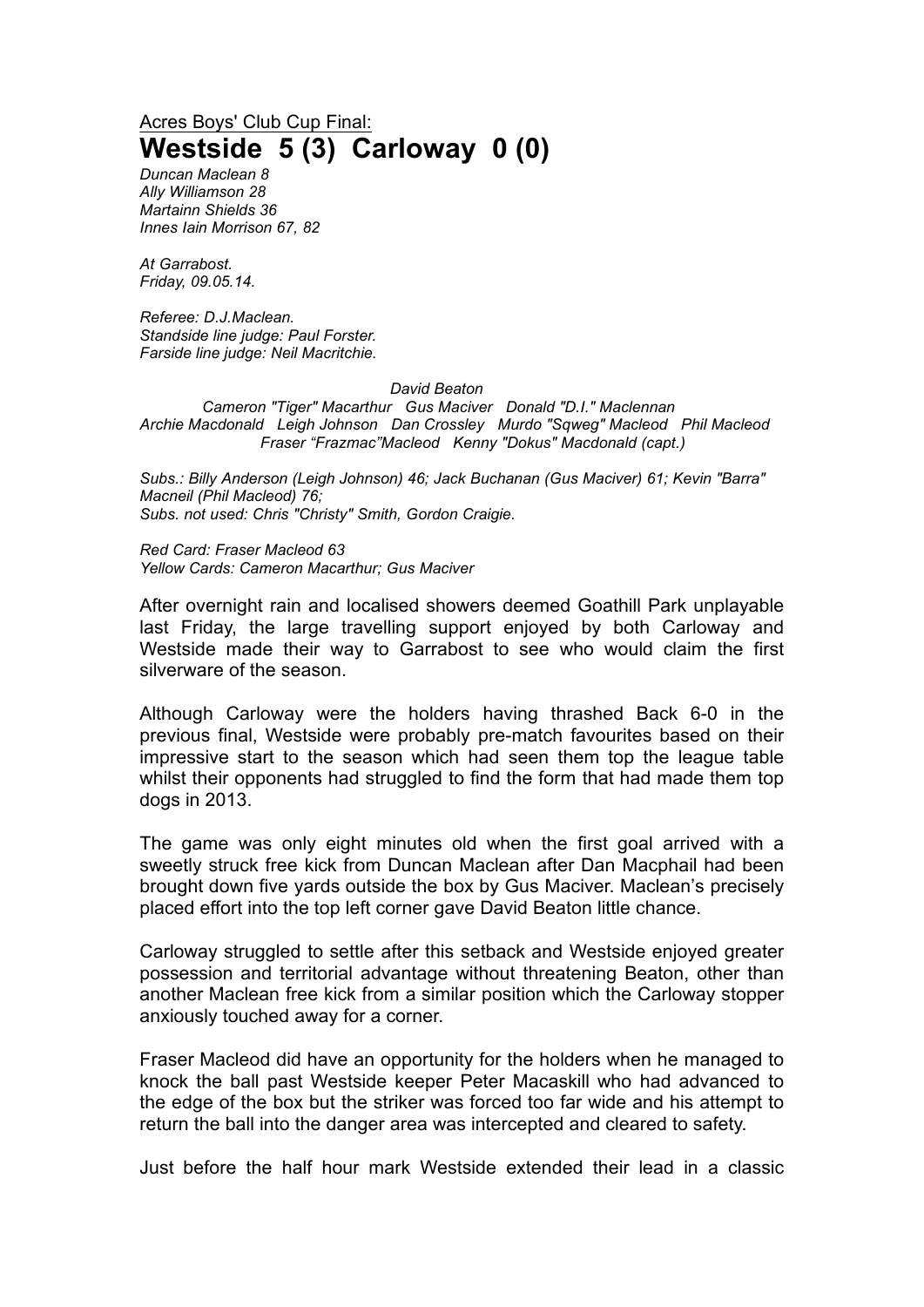Acres Boys' Club Cup Final:

# Westside 5 (3) Carloway 0 (0)

*Duncan Maclean 8*
*Ally Williamson 28*
*Martainn Shields 36*
*Innes Iain Morrison 67, 82*

*At Garrabost.*
*Friday, 09.05.14.*

*Referee: D.J.Maclean.*
*Standside line judge: Paul Forster.*
*Farside line judge: Neil Macritchie.*

*David Beaton*
*Cameron "Tiger" Macarthur Gus Maciver Donald "D.I." Maclennan*
*Archie Macdonald Leigh Johnson Dan Crossley Murdo "Sqweg" Macleod Phil Macleod*
*Fraser "Frazmac"Macleod Kenny "Dokus" Macdonald (capt.)*

*Subs.: Billy Anderson (Leigh Johnson) 46; Jack Buchanan (Gus Maciver) 61; Kevin "Barra" Macneil (Phil Macleod) 76;*
*Subs. not used: Chris "Christy" Smith, Gordon Craigie.*

*Red Card: Fraser Macleod 63*
*Yellow Cards: Cameron Macarthur; Gus Maciver*

After overnight rain and localised showers deemed Goathill Park unplayable last Friday, the large travelling support enjoyed by both Carloway and Westside made their way to Garrabost to see who would claim the first silverware of the season.

Although Carloway were the holders having thrashed Back 6-0 in the previous final, Westside were probably pre-match favourites based on their impressive start to the season which had seen them top the league table whilst their opponents had struggled to find the form that had made them top dogs in 2013.

The game was only eight minutes old when the first goal arrived with a sweetly struck free kick from Duncan Maclean after Dan Macphail had been brought down five yards outside the box by Gus Maciver. Maclean's precisely placed effort into the top left corner gave David Beaton little chance.

Carloway struggled to settle after this setback and Westside enjoyed greater possession and territorial advantage without threatening Beaton, other than another Maclean free kick from a similar position which the Carloway stopper anxiously touched away for a corner.

Fraser Macleod did have an opportunity for the holders when he managed to knock the ball past Westside keeper Peter Macaskill who had advanced to the edge of the box but the striker was forced too far wide and his attempt to return the ball into the danger area was intercepted and cleared to safety.

Just before the half hour mark Westside extended their lead in a classic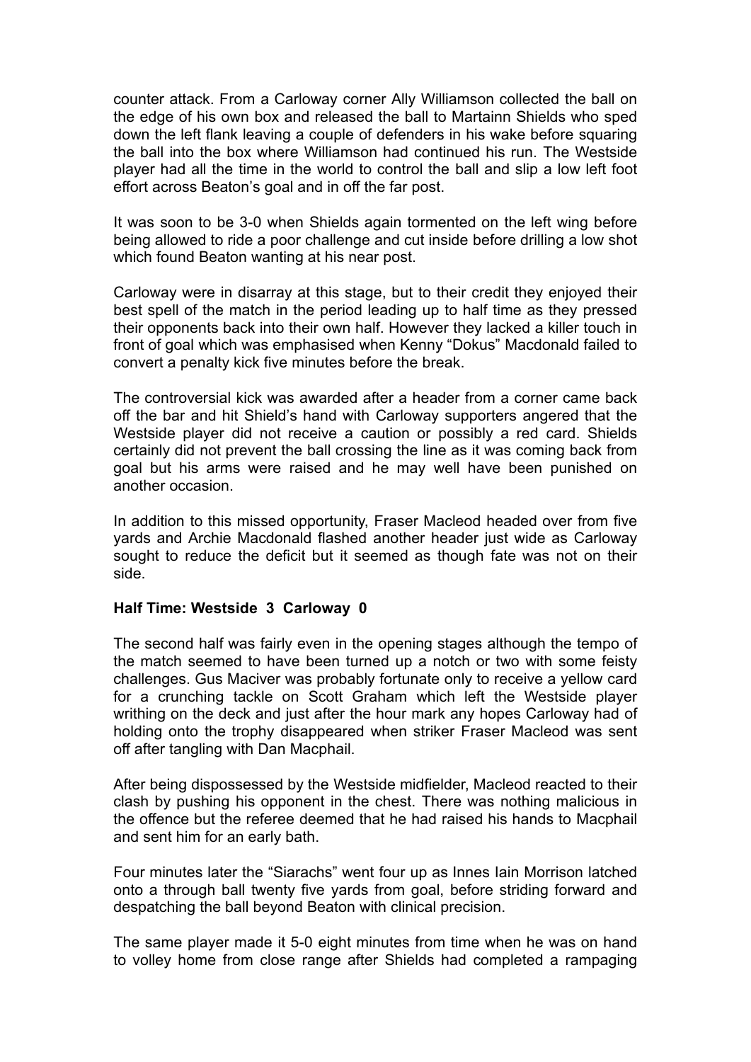counter attack. From a Carloway corner Ally Williamson collected the ball on the edge of his own box and released the ball to Martainn Shields who sped down the left flank leaving a couple of defenders in his wake before squaring the ball into the box where Williamson had continued his run. The Westside player had all the time in the world to control the ball and slip a low left foot effort across Beaton's goal and in off the far post.

It was soon to be 3-0 when Shields again tormented on the left wing before being allowed to ride a poor challenge and cut inside before drilling a low shot which found Beaton wanting at his near post.

Carloway were in disarray at this stage, but to their credit they enjoyed their best spell of the match in the period leading up to half time as they pressed their opponents back into their own half. However they lacked a killer touch in front of goal which was emphasised when Kenny "Dokus" Macdonald failed to convert a penalty kick five minutes before the break.

The controversial kick was awarded after a header from a corner came back off the bar and hit Shield's hand with Carloway supporters angered that the Westside player did not receive a caution or possibly a red card. Shields certainly did not prevent the ball crossing the line as it was coming back from goal but his arms were raised and he may well have been punished on another occasion.

In addition to this missed opportunity, Fraser Macleod headed over from five yards and Archie Macdonald flashed another header just wide as Carloway sought to reduce the deficit but it seemed as though fate was not on their side.

**Half Time: Westside 3 Carloway 0**

The second half was fairly even in the opening stages although the tempo of the match seemed to have been turned up a notch or two with some feisty challenges. Gus Maciver was probably fortunate only to receive a yellow card for a crunching tackle on Scott Graham which left the Westside player writhing on the deck and just after the hour mark any hopes Carloway had of holding onto the trophy disappeared when striker Fraser Macleod was sent off after tangling with Dan Macphail.

After being dispossessed by the Westside midfielder, Macleod reacted to their clash by pushing his opponent in the chest. There was nothing malicious in the offence but the referee deemed that he had raised his hands to Macphail and sent him for an early bath.

Four minutes later the "Siarachs" went four up as Innes Iain Morrison latched onto a through ball twenty five yards from goal, before striding forward and despatching the ball beyond Beaton with clinical precision.

The same player made it 5-0 eight minutes from time when he was on hand to volley home from close range after Shields had completed a rampaging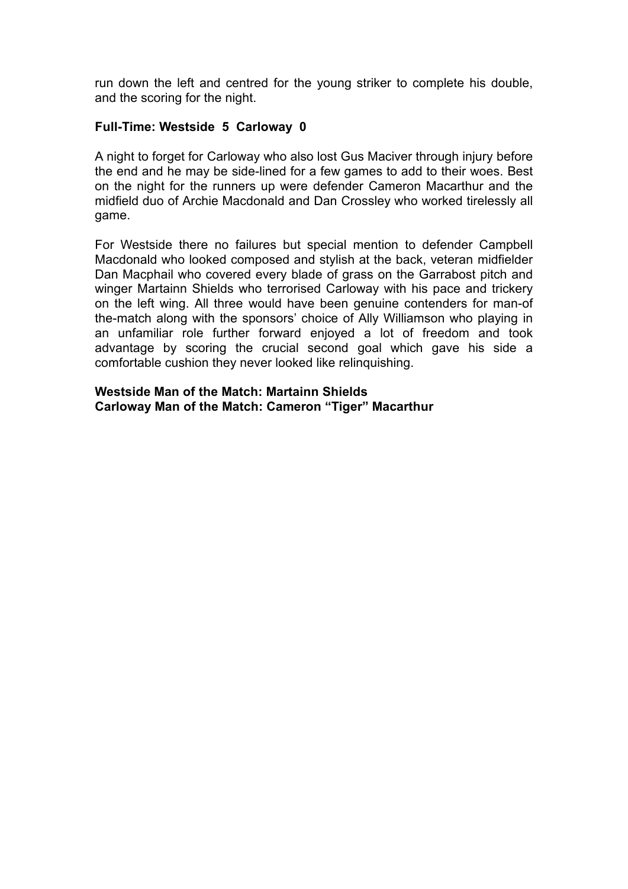run down the left and centred for the young striker to complete his double, and the scoring for the night.

**Full-Time: Westside 5 Carloway 0**

A night to forget for Carloway who also lost Gus Maciver through injury before the end and he may be side-lined for a few games to add to their woes. Best on the night for the runners up were defender Cameron Macarthur and the midfield duo of Archie Macdonald and Dan Crossley who worked tirelessly all game.

For Westside there no failures but special mention to defender Campbell Macdonald who looked composed and stylish at the back, veteran midfielder Dan Macphail who covered every blade of grass on the Garrabost pitch and winger Martainn Shields who terrorised Carloway with his pace and trickery on the left wing. All three would have been genuine contenders for man-of the-match along with the sponsors' choice of Ally Williamson who playing in an unfamiliar role further forward enjoyed a lot of freedom and took advantage by scoring the crucial second goal which gave his side a comfortable cushion they never looked like relinquishing.

**Westside Man of the Match: Martainn Shields**
**Carloway Man of the Match: Cameron "Tiger" Macarthur**